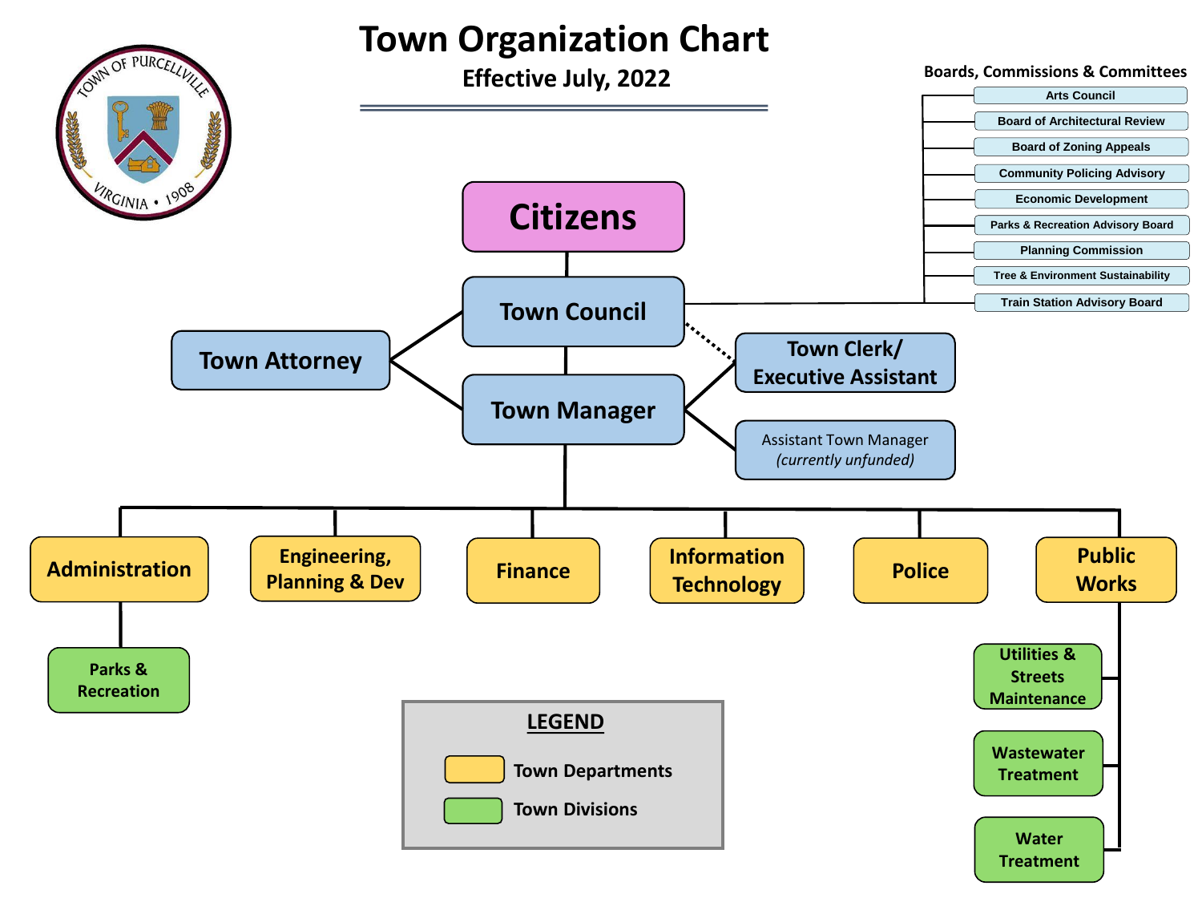# Town Organization Chart

## Effective July, 2022

### Boards, Commissions & Committees

- Arts Council
- Board of Architectural Review
- Board of Zoning Appeals
- Community Policing Advisory
- Economic Development
- Parks & Recreation Advisory Board
- Planning Commission
- Tree & Environment Sustainability
- Train Station Advisory Board

---

- **Citizens**
  - **Town Council**
    - Boards, Commissions & Committees
    - Town Clerk/ Executive Assistant (dotted line)
    - Town Attorney
    - **Town Manager**
      - Town Attorney
      - Town Clerk/ Executive Assistant
      - Assistant Town Manager *(currently unfunded)*
      - Administration
        - Parks & Recreation
      - Engineering, Planning & Dev
      - Finance
      - Information Technology
      - Police
      - Public Works
        - Utilities & Streets Maintenance
        - Wastewater Treatment
        - Water Treatment

**LEGEND**

- Town Departments: Administration; Engineering, Planning & Dev; Finance; Information Technology; Police; Public Works
- Town Divisions: Parks & Recreation; Utilities & Streets Maintenance; Wastewater Treatment; Water Treatment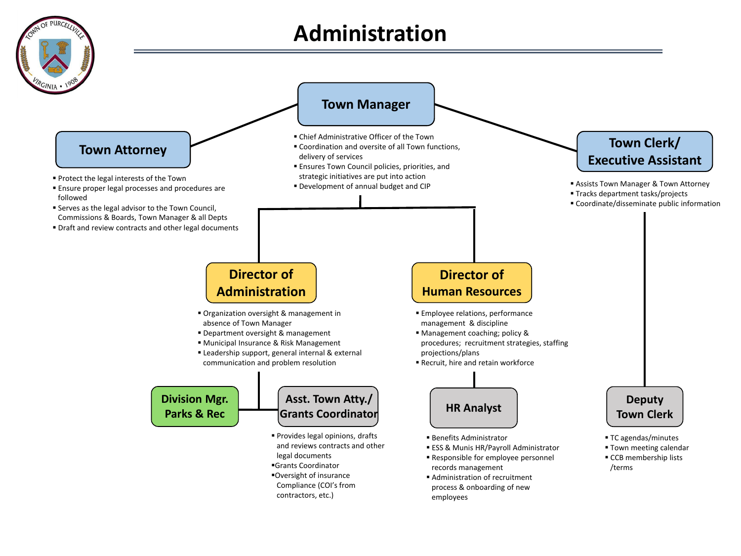# Administration

## Town Manager

- Chief Administrative Officer of the Town
- Coordination and oversite of all Town functions, delivery of services
- Ensures Town Council policies, priorities, and strategic initiatives are put into action
- Development of annual budget and CIP

## Town Attorney

- Protect the legal interests of the Town
- Ensure proper legal processes and procedures are followed
- Serves as the legal advisor to the Town Council, Commissions & Boards, Town Manager & all Depts
- Draft and review contracts and other legal documents

## Town Clerk/ Executive Assistant

- Assists Town Manager & Town Attorney
- Tracks department tasks/projects
- Coordinate/disseminate public information

## Director of Administration

- Organization oversight & management in absence of Town Manager
- Department oversight & management
- Municipal Insurance & Risk Management
- Leadership support, general internal & external communication and problem resolution

## Director of Human Resources

- Employee relations, performance management & discipline
- Management coaching; policy & procedures; recruitment strategies, staffing projections/plans
- Recruit, hire and retain workforce

## Division Mgr. Parks & Rec

## Asst. Town Atty./ Grants Coordinator

- Provides legal opinions, drafts and reviews contracts and other legal documents
- Grants Coordinator
- Oversight of insurance Compliance (COI's from contractors, etc.)

## HR Analyst

- Benefits Administrator
- ESS & Munis HR/Payroll Administrator
- Responsible for employee personnel records management
- Administration of recruitment process & onboarding of new employees

## Deputy Town Clerk

- TC agendas/minutes
- Town meeting calendar
- CCB membership lists /terms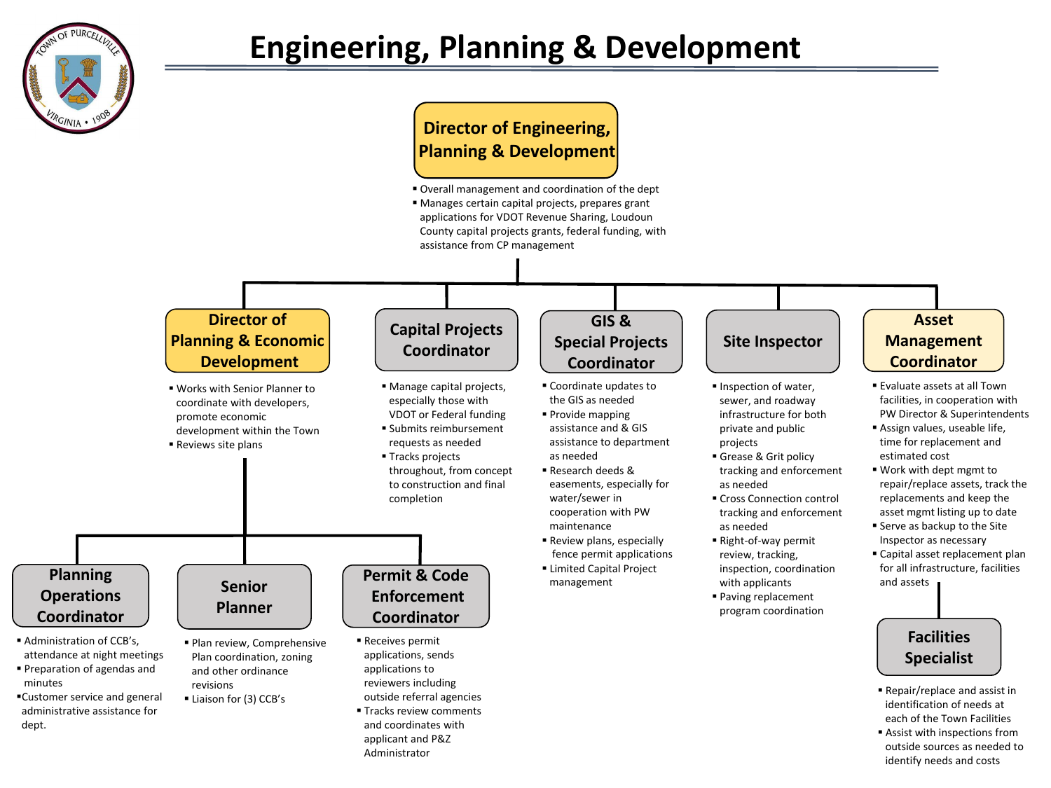# Engineering, Planning & Development

## Director of Engineering, Planning & Development

- Overall management and coordination of the dept
- Manages certain capital projects, prepares grant applications for VDOT Revenue Sharing, Loudoun County capital projects grants, federal funding, with assistance from CP management

### Director of Planning & Economic Development

- Works with Senior Planner to coordinate with developers, promote economic development within the Town
- Reviews site plans

#### Planning Operations Coordinator

- Administration of CCB's, attendance at night meetings
- Preparation of agendas and minutes
- Customer service and general administrative assistance for dept.

#### Senior Planner

- Plan review, Comprehensive Plan coordination, zoning and other ordinance revisions
- Liaison for (3) CCB's

#### Permit & Code Enforcement Coordinator

- Receives permit applications, sends applications to reviewers including outside referral agencies
- Tracks review comments and coordinates with applicant and P&Z Administrator

### Capital Projects Coordinator

- Manage capital projects, especially those with VDOT or Federal funding
- Submits reimbursement requests as needed
- Tracks projects throughout, from concept to construction and final completion

### GIS & Special Projects Coordinator

- Coordinate updates to the GIS as needed
- Provide mapping assistance and & GIS assistance to department as needed
- Research deeds & easements, especially for water/sewer in cooperation with PW maintenance
- Review plans, especially fence permit applications
- Limited Capital Project management

### Site Inspector

- Inspection of water, sewer, and roadway infrastructure for both private and public projects
- Grease & Grit policy tracking and enforcement as needed
- Cross Connection control tracking and enforcement as needed
- Right-of-way permit review, tracking, inspection, coordination with applicants
- Paving replacement program coordination

### Asset Management Coordinator

- Evaluate assets at all Town facilities, in cooperation with PW Director & Superintendents
- Assign values, useable life, time for replacement and estimated cost
- Work with dept mgmt to repair/replace assets, track the replacements and keep the asset mgmt listing up to date
- Serve as backup to the Site Inspector as necessary
- Capital asset replacement plan for all infrastructure, facilities and assets

#### Facilities Specialist

- Repair/replace and assist in identification of needs at each of the Town Facilities
- Assist with inspections from outside sources as needed to identify needs and costs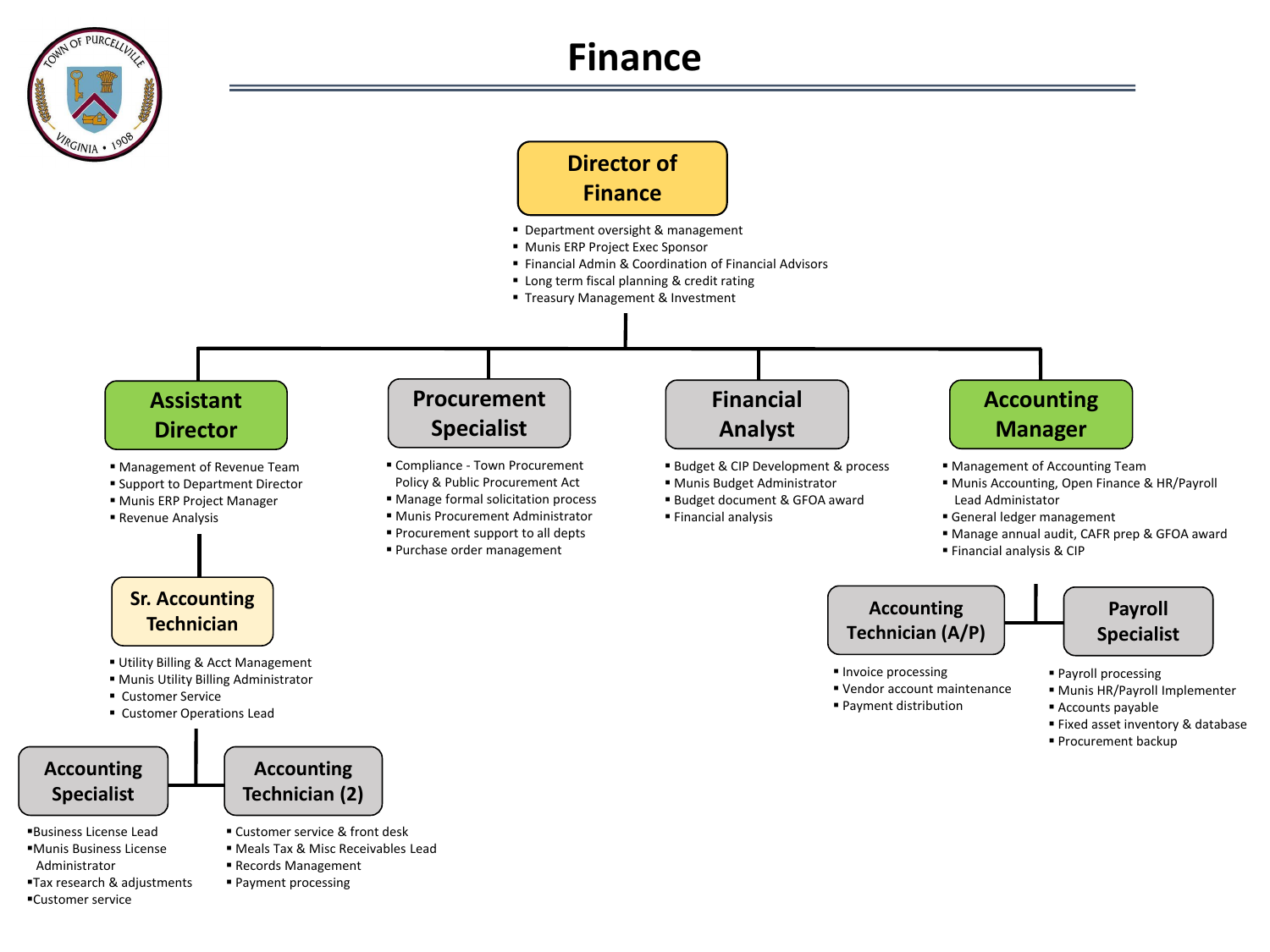# Finance

## Director of Finance

- Department oversight & management
- Munis ERP Project Exec Sponsor
- Financial Admin & Coordination of Financial Advisors
- Long term fiscal planning & credit rating
- Treasury Management & Investment

### Assistant Director

- Management of Revenue Team
- Support to Department Director
- Munis ERP Project Manager
- Revenue Analysis

#### Sr. Accounting Technician

- Utility Billing & Acct Management
- Munis Utility Billing Administrator
- Customer Service
- Customer Operations Lead

##### Accounting Specialist

- Business License Lead
- Munis Business License Administrator
- Tax research & adjustments
- Customer service

##### Accounting Technician (2)

- Customer service & front desk
- Meals Tax & Misc Receivables Lead
- Records Management
- Payment processing

### Procurement Specialist

- Compliance - Town Procurement Policy & Public Procurement Act
- Manage formal solicitation process
- Munis Procurement Administrator
- Procurement support to all depts
- Purchase order management

### Financial Analyst

- Budget & CIP Development & process
- Munis Budget Administrator
- Budget document & GFOA award
- Financial analysis

### Accounting Manager

- Management of Accounting Team
- Munis Accounting, Open Finance & HR/Payroll Lead Administator
- General ledger management
- Manage annual audit, CAFR prep & GFOA award
- Financial analysis & CIP

#### Accounting Technician (A/P)

- Invoice processing
- Vendor account maintenance
- Payment distribution

#### Payroll Specialist

- Payroll processing
- Munis HR/Payroll Implementer
- Accounts payable
- Fixed asset inventory & database
- Procurement backup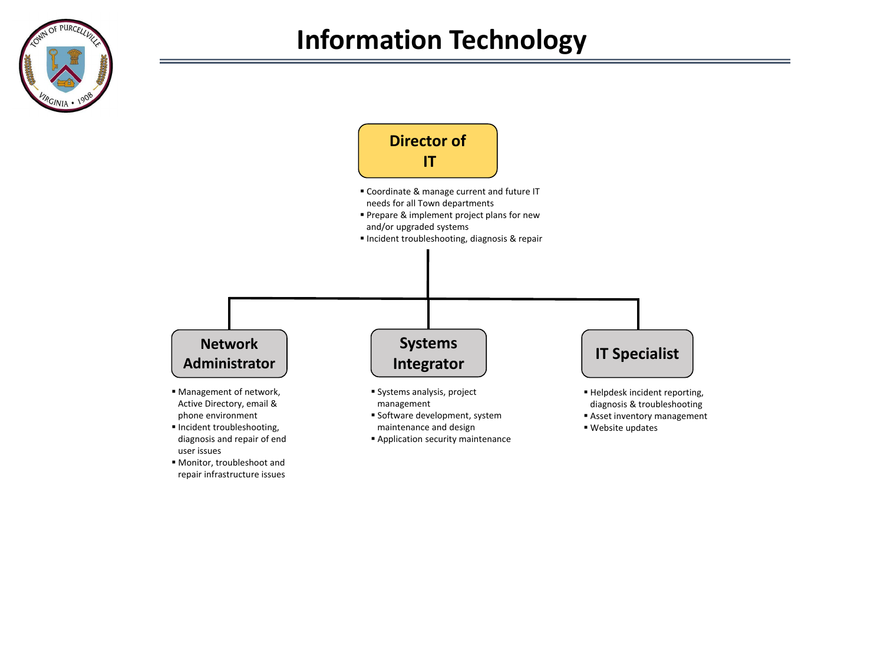# Information Technology

## Director of IT

- Coordinate & manage current and future IT needs for all Town departments
- Prepare & implement project plans for new and/or upgraded systems
- Incident troubleshooting, diagnosis & repair

### Network Administrator

- Management of network, Active Directory, email & phone environment
- Incident troubleshooting, diagnosis and repair of end user issues
- Monitor, troubleshoot and repair infrastructure issues

### Systems Integrator

- Systems analysis, project management
- Software development, system maintenance and design
- Application security maintenance

### IT Specialist

- Helpdesk incident reporting, diagnosis & troubleshooting
- Asset inventory management
- Website updates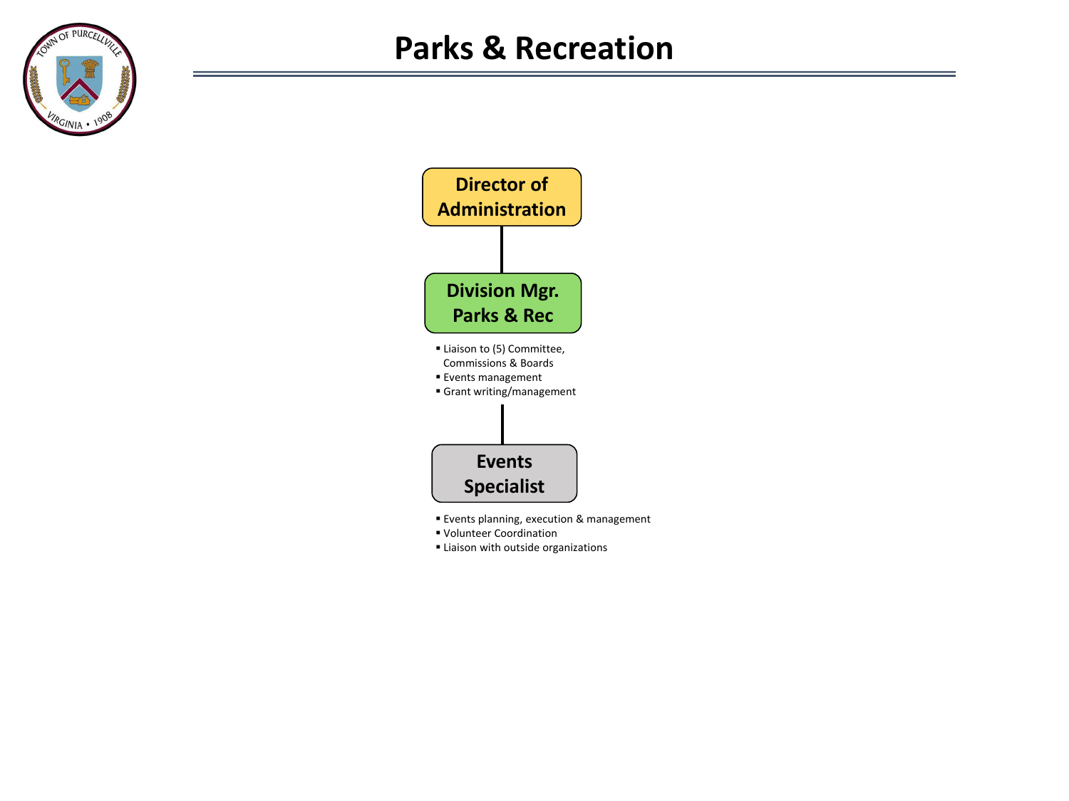# Parks & Recreation

**Director of Administration**

**Division Mgr. Parks & Rec**

- Liaison to (5) Committee, Commissions & Boards
- Events management
- Grant writing/management

**Events Specialist**

- Events planning, execution & management
- Volunteer Coordination
- Liaison with outside organizations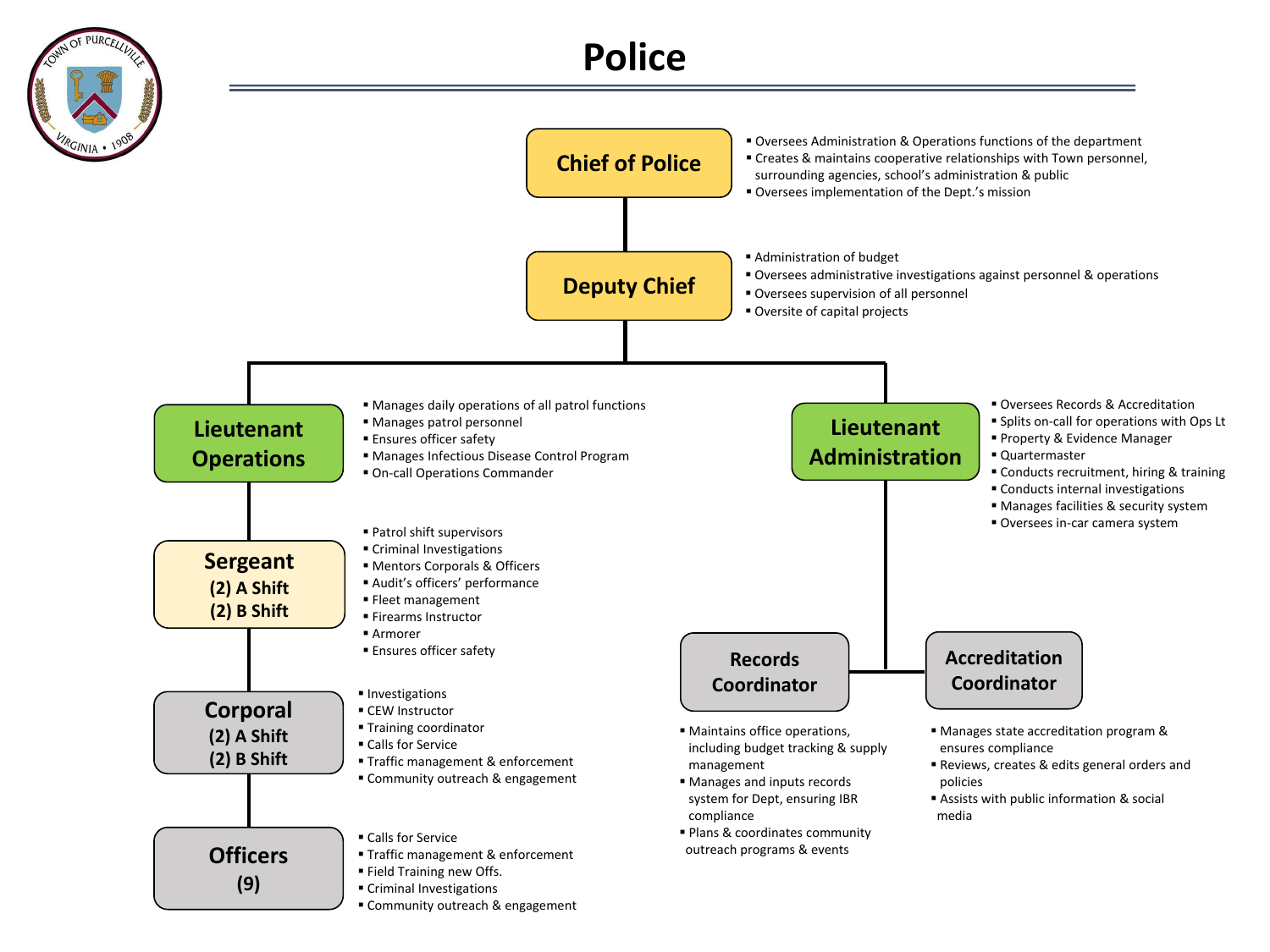# Police

## Chief of Police

- Oversees Administration & Operations functions of the department
- Creates & maintains cooperative relationships with Town personnel, surrounding agencies, school's administration & public
- Oversees implementation of the Dept.'s mission

## Deputy Chief

- Administration of budget
- Oversees administrative investigations against personnel & operations
- Oversees supervision of all personnel
- Oversite of capital projects

## Lieutenant Operations

- Manages daily operations of all patrol functions
- Manages patrol personnel
- Ensures officer safety
- Manages Infectious Disease Control Program
- On-call Operations Commander

### Sergeant (2) A Shift (2) B Shift

- Patrol shift supervisors
- Criminal Investigations
- Mentors Corporals & Officers
- Audit's officers' performance
- Fleet management
- Firearms Instructor
- Armorer
- Ensures officer safety

### Corporal (2) A Shift (2) B Shift

- Investigations
- CEW Instructor
- Training coordinator
- Calls for Service
- Traffic management & enforcement
- Community outreach & engagement

### Officers (9)

- Calls for Service
- Traffic management & enforcement
- Field Training new Offs.
- Criminal Investigations
- Community outreach & engagement

## Lieutenant Administration

- Oversees Records & Accreditation
- Splits on-call for operations with Ops Lt
- Property & Evidence Manager
- Quartermaster
- Conducts recruitment, hiring & training
- Conducts internal investigations
- Manages facilities & security system
- Oversees in-car camera system

### Records Coordinator

- Maintains office operations, including budget tracking & supply management
- Manages and inputs records system for Dept, ensuring IBR compliance
- Plans & coordinates community outreach programs & events

### Accreditation Coordinator

- Manages state accreditation program & ensures compliance
- Reviews, creates & edits general orders and policies
- Assists with public information & social media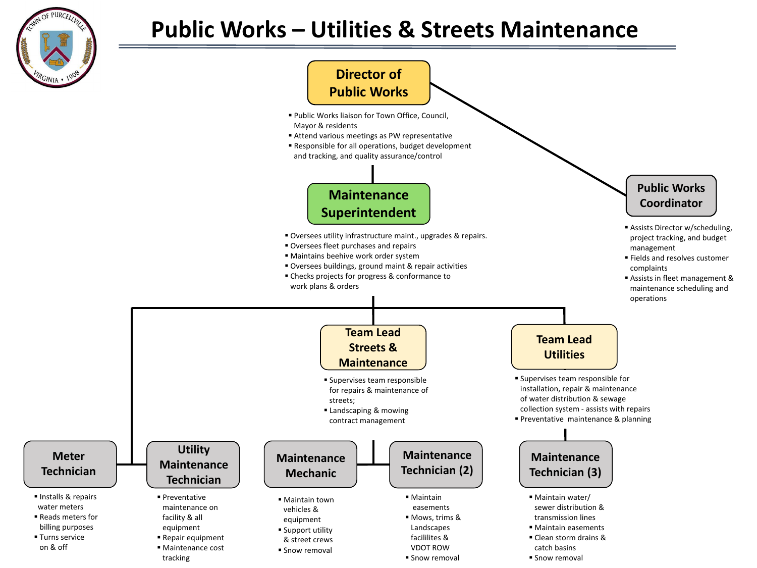# Public Works – Utilities & Streets Maintenance

## Director of Public Works

- Public Works liaison for Town Office, Council, Mayor & residents
- Attend various meetings as PW representative
- Responsible for all operations, budget development and tracking, and quality assurance/control

## Public Works Coordinator

- Assists Director w/scheduling, project tracking, and budget management
- Fields and resolves customer complaints
- Assists in fleet management & maintenance scheduling and operations

## Maintenance Superintendent

- Oversees utility infrastructure maint., upgrades & repairs.
- Oversees fleet purchases and repairs
- Maintains beehive work order system
- Oversees buildings, ground maint & repair activities
- Checks projects for progress & conformance to work plans & orders

### Meter Technician

- Installs & repairs water meters
- Reads meters for billing purposes
- Turns service on & off

### Utility Maintenance Technician

- Preventative maintenance on facility & all equipment
- Repair equipment
- Maintenance cost tracking

### Team Lead Streets & Maintenance

- Supervises team responsible for repairs & maintenance of streets;
- Landscaping & mowing contract management

#### Maintenance Mechanic

- Maintain town vehicles & equipment
- Support utility & street crews
- Snow removal

#### Maintenance Technician (2)

- Maintain easements
- Mows, trims & Landscapes facililites & VDOT ROW
- Snow removal

### Team Lead Utilities

- Supervises team responsible for installation, repair & maintenance of water distribution & sewage collection system - assists with repairs
- Preventative maintenance & planning

#### Maintenance Technician (3)

- Maintain water/ sewer distribution & transmission lines
- Maintain easements
- Clean storm drains & catch basins
- Snow removal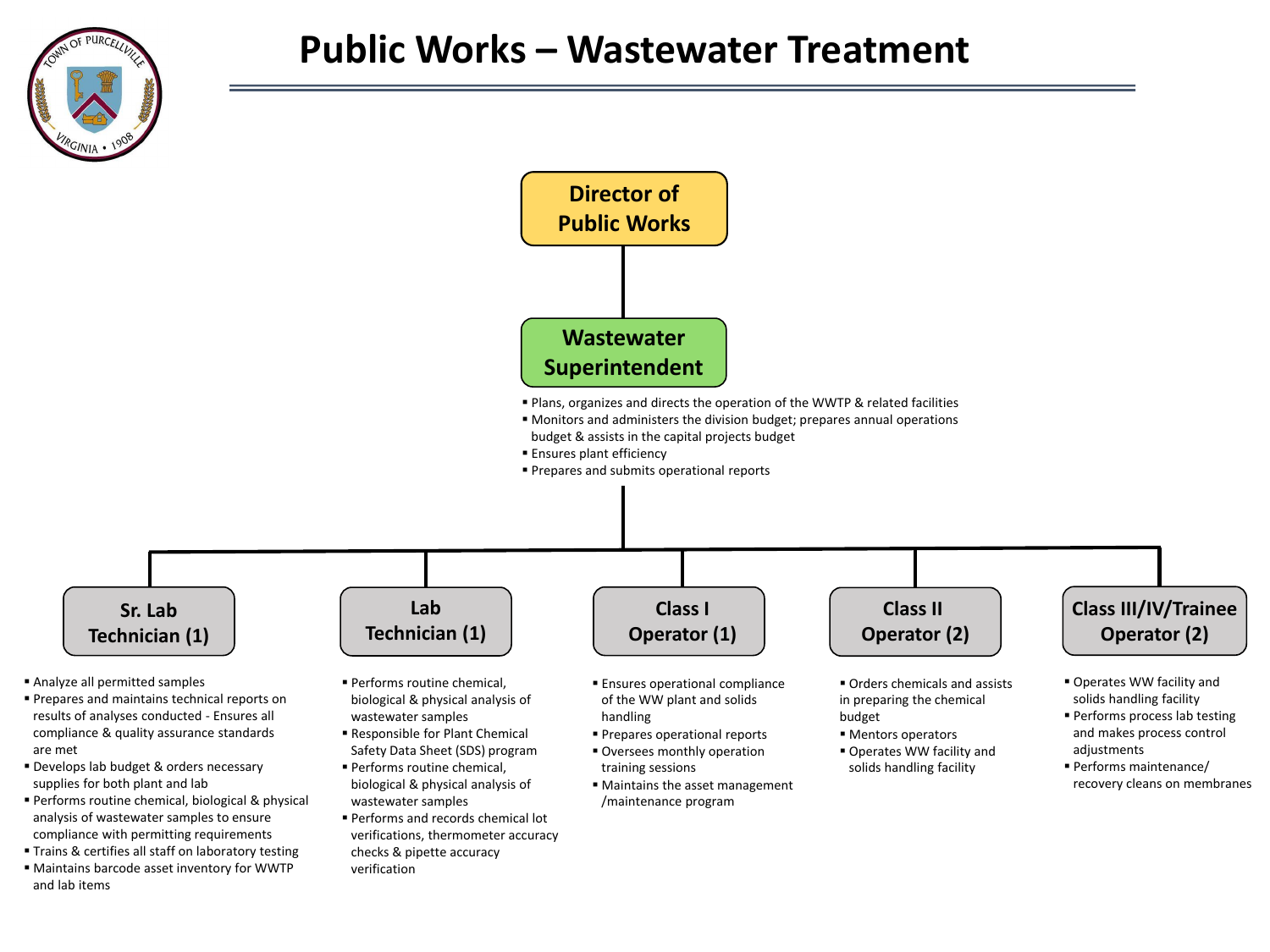# Public Works – Wastewater Treatment

## Director of Public Works

## Wastewater Superintendent

- Plans, organizes and directs the operation of the WWTP & related facilities
- Monitors and administers the division budget; prepares annual operations budget & assists in the capital projects budget
- Ensures plant efficiency
- Prepares and submits operational reports

### Sr. Lab Technician (1)

- Analyze all permitted samples
- Prepares and maintains technical reports on results of analyses conducted - Ensures all compliance & quality assurance standards are met
- Develops lab budget & orders necessary supplies for both plant and lab
- Performs routine chemical, biological & physical analysis of wastewater samples to ensure compliance with permitting requirements
- Trains & certifies all staff on laboratory testing
- Maintains barcode asset inventory for WWTP and lab items

### Lab Technician (1)

- Performs routine chemical, biological & physical analysis of wastewater samples
- Responsible for Plant Chemical Safety Data Sheet (SDS) program
- Performs routine chemical, biological & physical analysis of wastewater samples
- Performs and records chemical lot verifications, thermometer accuracy checks & pipette accuracy verification

### Class I Operator (1)

- Ensures operational compliance of the WW plant and solids handling
- Prepares operational reports
- Oversees monthly operation training sessions
- Maintains the asset management /maintenance program

### Class II Operator (2)

- Orders chemicals and assists in preparing the chemical budget
- Mentors operators
- Operates WW facility and solids handling facility

### Class III/IV/Trainee Operator (2)

- Operates WW facility and solids handling facility
- Performs process lab testing and makes process control adjustments
- Performs maintenance/ recovery cleans on membranes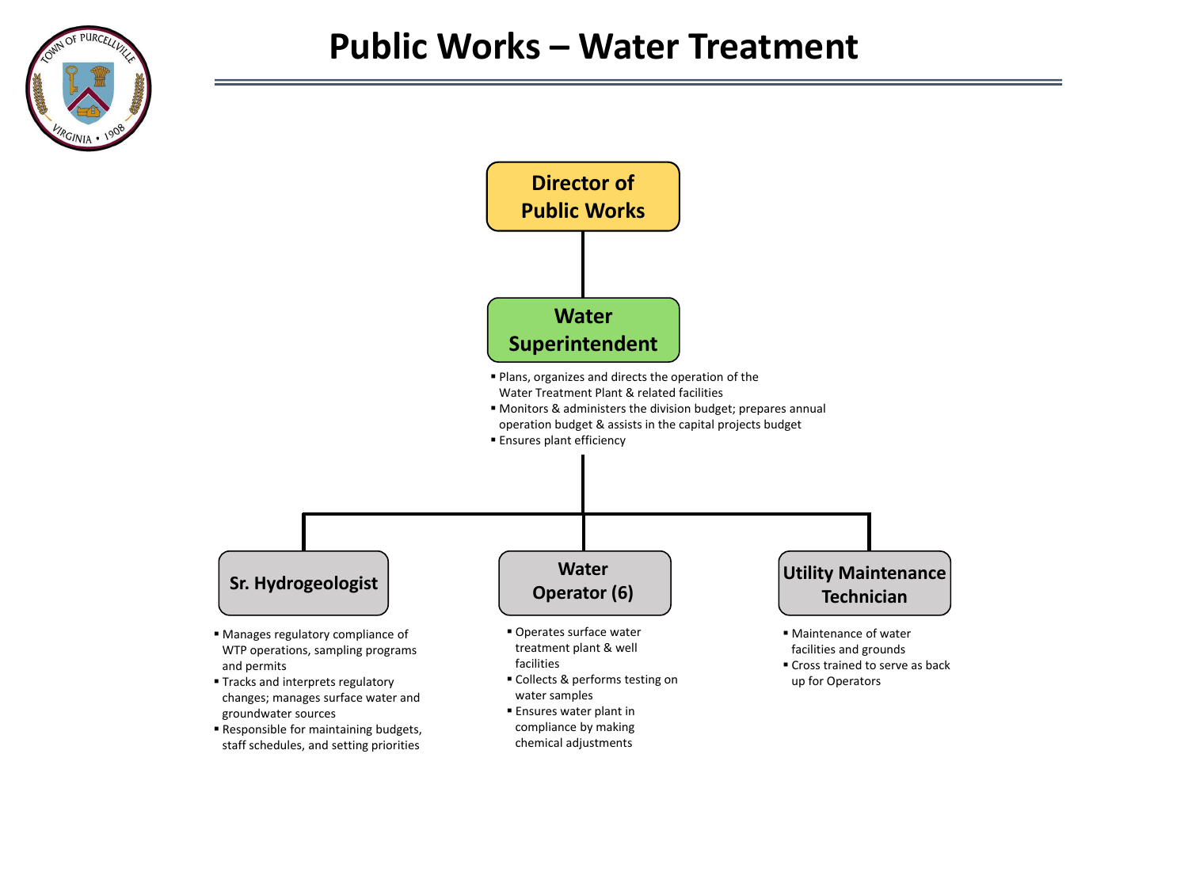# Public Works – Water Treatment

**Director of Public Works**

**Water Superintendent**

- Plans, organizes and directs the operation of the Water Treatment Plant & related facilities
- Monitors & administers the division budget; prepares annual operation budget & assists in the capital projects budget
- Ensures plant efficiency

**Sr. Hydrogeologist**

- Manages regulatory compliance of WTP operations, sampling programs and permits
- Tracks and interprets regulatory changes; manages surface water and groundwater sources
- Responsible for maintaining budgets, staff schedules, and setting priorities

**Water Operator (6)**

- Operates surface water treatment plant & well facilities
- Collects & performs testing on water samples
- Ensures water plant in compliance by making chemical adjustments

**Utility Maintenance Technician**

- Maintenance of water facilities and grounds
- Cross trained to serve as back up for Operators